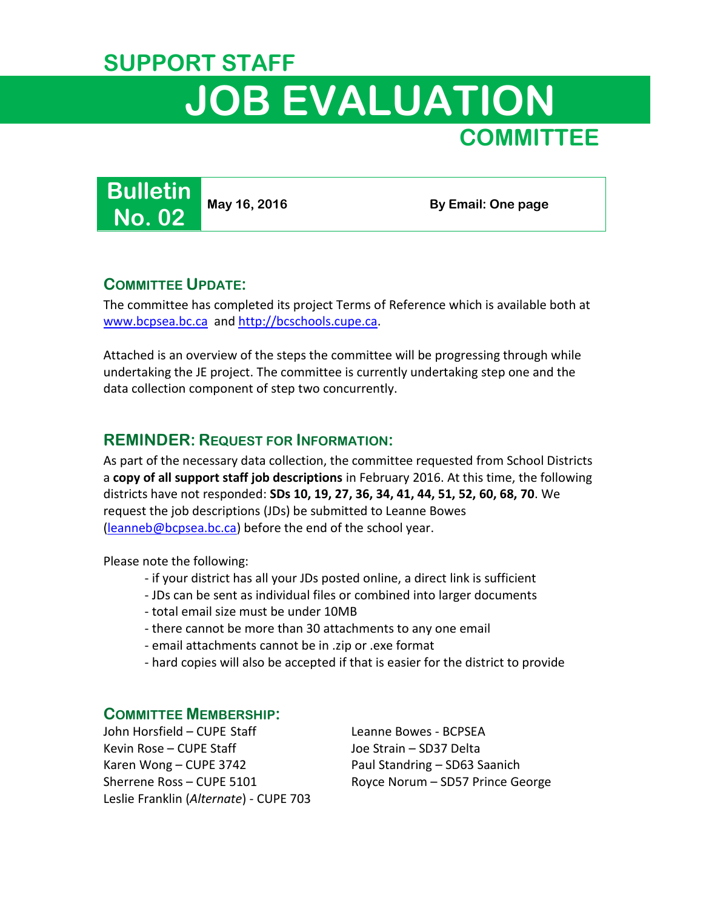# SUPPORT STAFF JOB EVALUATION COMMITTEE

**Bulletin No. 02** | **May 16, 2016** | **By Email: One page**

## COMMITTEE UPDATE:

The committee has completed its project Terms of Reference which is available both at www.bcpsea.bc.ca and http://bcschools.cupe.ca.

Attached is an overview of the steps the committee will be progressing through while undertaking the JE project. The committee is currently undertaking step one and the data collection component of step two concurrently.

## REMINDER: REQUEST FOR INFORMATION:

As part of the necessary data collection, the committee requested from School Districts a **copy of all support staff job descriptions** in February 2016. At this time, the following districts have not responded: **SDs 10, 19, 27, 36, 34, 41, 44, 51, 52, 60, 68, 70**. We request the job descriptions (JDs) be submitted to Leanne Bowes (leanneb@bcpsea.bc.ca) before the end of the school year.

Please note the following:

- if your district has all your JDs posted online, a direct link is sufficient
- JDs can be sent as individual files or combined into larger documents
- total email size must be under 10MB
- there cannot be more than 30 attachments to any one email
- email attachments cannot be in .zip or .exe format
- hard copies will also be accepted if that is easier for the district to provide

## COMMITTEE MEMBERSHIP:

John Horsfield – CUPE Staff
Kevin Rose – CUPE Staff
Karen Wong – CUPE 3742
Sherrene Ross – CUPE 5101
Leslie Franklin (*Alternate*) - CUPE 703

Leanne Bowes - BCPSEA
Joe Strain – SD37 Delta
Paul Standring – SD63 Saanich
Royce Norum – SD57 Prince George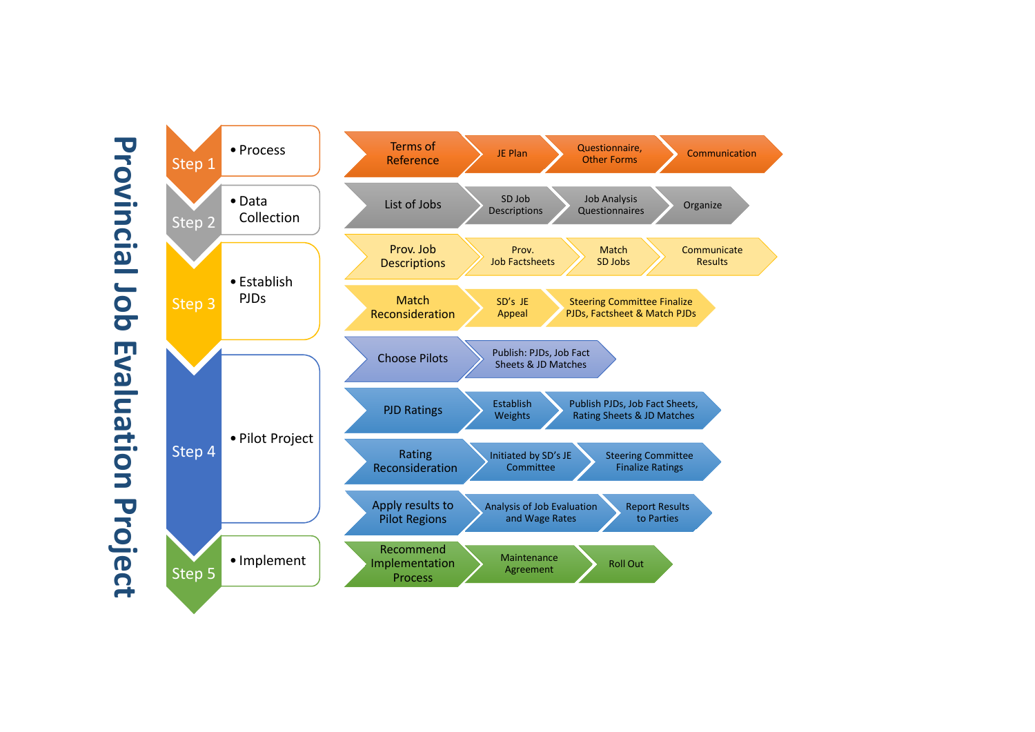# Provincial Job Evaluation Project

Step 1
- Process

Terms of Reference
JE Plan
Questionnaire, Other Forms
Communication

Step 2
- Data Collection

List of Jobs
SD Job Descriptions
Job Analysis Questionnaires
Organize

Step 3
- Establish PJDs

Prov. Job Descriptions
Prov. Job Factsheets
Match SD Jobs
Communicate Results

Match Reconsideration
SD's JE Appeal
Steering Committee Finalize PJDs, Factsheet & Match PJDs

Step 4
- Pilot Project

Choose Pilots
Publish: PJDs, Job Fact Sheets & JD Matches

PJD Ratings
Establish Weights
Publish PJDs, Job Fact Sheets, Rating Sheets & JD Matches

Rating Reconsideration
Initiated by SD's JE Committee
Steering Committee Finalize Ratings

Apply results to Pilot Regions
Analysis of Job Evaluation and Wage Rates
Report Results to Parties

Step 5
- Implement

Recommend Implementation Process
Maintenance Agreement
Roll Out